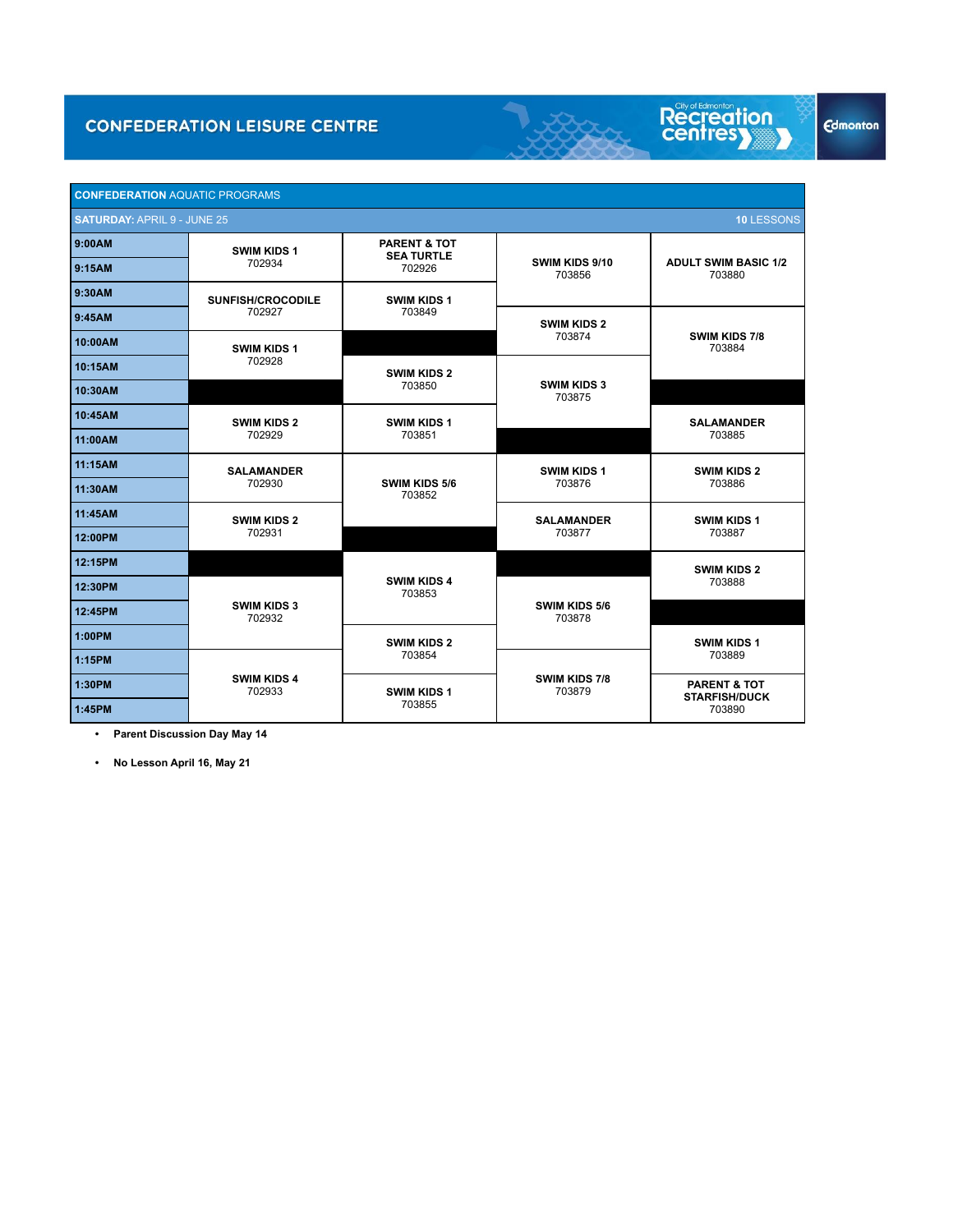# CONFEDERATION LEISURE CENTRE

| **CONFEDERATION** AQUATIC PROGRAMS | | | | |
|---|---|---|---|---|
| **SATURDAY:** APRIL 9 - JUNE 25 | | | | **10** LESSONS |
| **9:00AM** | **SWIM KIDS 1** 702934 | **PARENT & TOT SEA TURTLE** 702926 | **SWIM KIDS 9/10** 703856 | **ADULT SWIM BASIC 1/2** 703880 |
| **9:15AM** | | | | |
| **9:30AM** | **SUNFISH/CROCODILE** 702927 | **SWIM KIDS 1** 703849 | | |
| **9:45AM** | | | **SWIM KIDS 2** 703874 | **SWIM KIDS 7/8** 703884 |
| **10:00AM** | **SWIM KIDS 1** 702928 | | | |
| **10:15AM** | | **SWIM KIDS 2** 703850 | **SWIM KIDS 3** 703875 | |
| **10:30AM** | | | | |
| **10:45AM** | **SWIM KIDS 2** 702929 | **SWIM KIDS 1** 703851 | | **SALAMANDER** 703885 |
| **11:00AM** | | | | |
| **11:15AM** | **SALAMANDER** 702930 | **SWIM KIDS 5/6** 703852 | **SWIM KIDS 1** 703876 | **SWIM KIDS 2** 703886 |
| **11:30AM** | | | | |
| **11:45AM** | **SWIM KIDS 2** 702931 | | **SALAMANDER** 703877 | **SWIM KIDS 1** 703887 |
| **12:00PM** | | | | |
| **12:15PM** | | **SWIM KIDS 4** 703853 | | **SWIM KIDS 2** 703888 |
| **12:30PM** | **SWIM KIDS 3** 702932 | | **SWIM KIDS 5/6** 703878 | |
| **12:45PM** | | | | |
| **1:00PM** | | **SWIM KIDS 2** 703854 | | **SWIM KIDS 1** 703889 |
| **1:15PM** | **SWIM KIDS 4** 702933 | | **SWIM KIDS 7/8** 703879 | |
| **1:30PM** | | **SWIM KIDS 1** 703855 | | **PARENT & TOT STARFISH/DUCK** 703890 |
| **1:45PM** | | | | |

- **Parent Discussion Day May 14**
- **No Lesson April 16, May 21**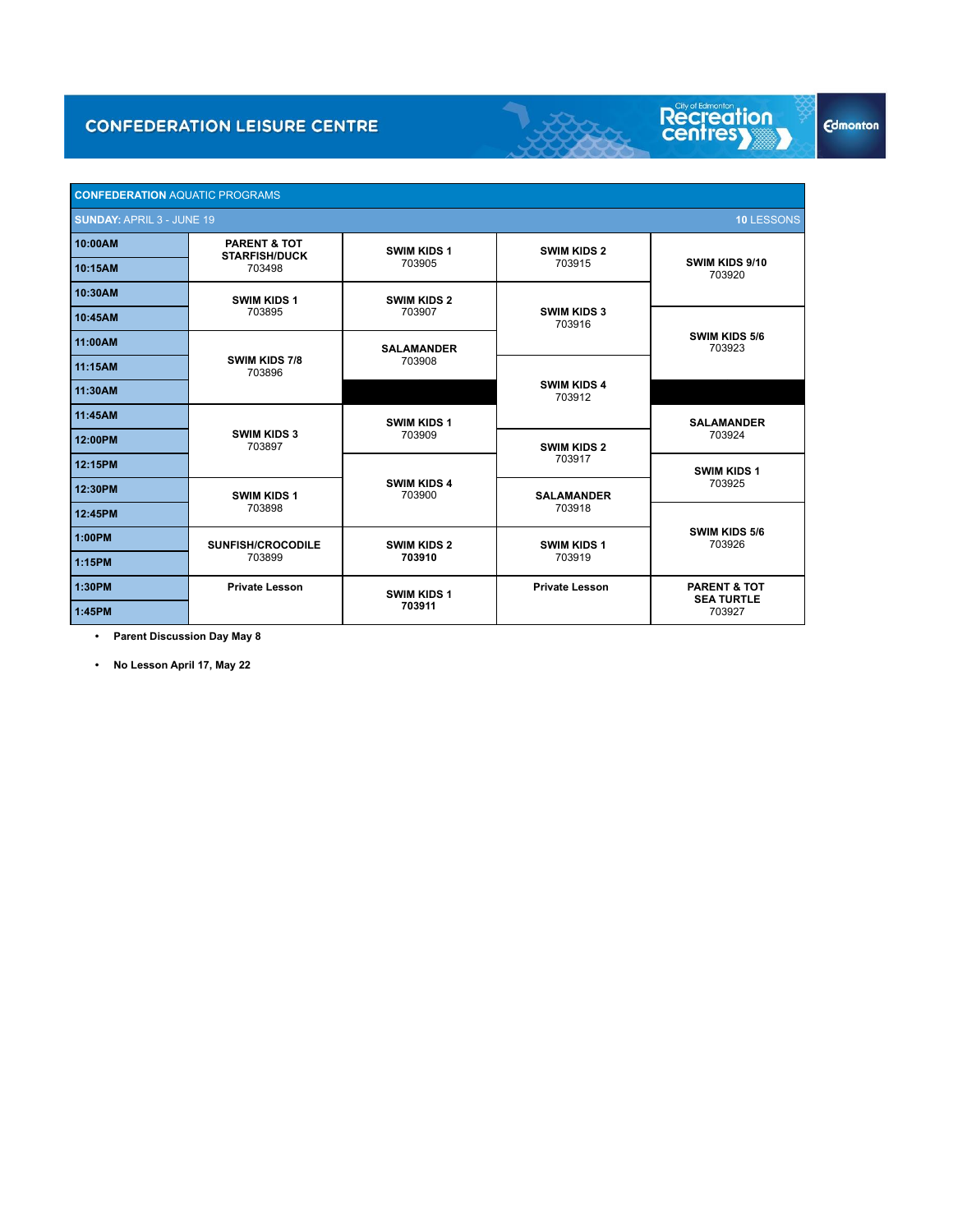# CONFEDERATION LEISURE CENTRE

**CONFEDERATION** AQUATIC PROGRAMS

**SUNDAY:** APRIL 3 - JUNE 19 — **10** LESSONS

| Time | | | | |
|---|---|---|---|---|
| **10:00AM** | **PARENT & TOT STARFISH/DUCK** 703498 | **SWIM KIDS 1** 703905 | **SWIM KIDS 2** 703915 | **SWIM KIDS 9/10** 703920 |
| **10:15AM** | | | | |
| **10:30AM** | **SWIM KIDS 1** 703895 | **SWIM KIDS 2** 703907 | **SWIM KIDS 3** 703916 | |
| **10:45AM** | | | | **SWIM KIDS 5/6** 703923 |
| **11:00AM** | **SWIM KIDS 7/8** 703896 | **SALAMANDER** 703908 | | |
| **11:15AM** | | | **SWIM KIDS 4** 703912 | |
| **11:30AM** | | | | |
| **11:45AM** | **SWIM KIDS 3** 703897 | **SWIM KIDS 1** 703909 | | **SALAMANDER** 703924 |
| **12:00PM** | | | **SWIM KIDS 2** 703917 | |
| **12:15PM** | | **SWIM KIDS 4** 703900 | | **SWIM KIDS 1** 703925 |
| **12:30PM** | **SWIM KIDS 1** 703898 | | **SALAMANDER** 703918 | |
| **12:45PM** | | | | **SWIM KIDS 5/6** 703926 |
| **1:00PM** | **SUNFISH/CROCODILE** 703899 | **SWIM KIDS 2** 703910 | **SWIM KIDS 1** 703919 | |
| **1:15PM** | | | | |
| **1:30PM** | **Private Lesson** | **SWIM KIDS 1** 703911 | **Private Lesson** | **PARENT & TOT SEA TURTLE** 703927 |
| **1:45PM** | | | | |

- **Parent Discussion Day May 8**
- **No Lesson April 17, May 22**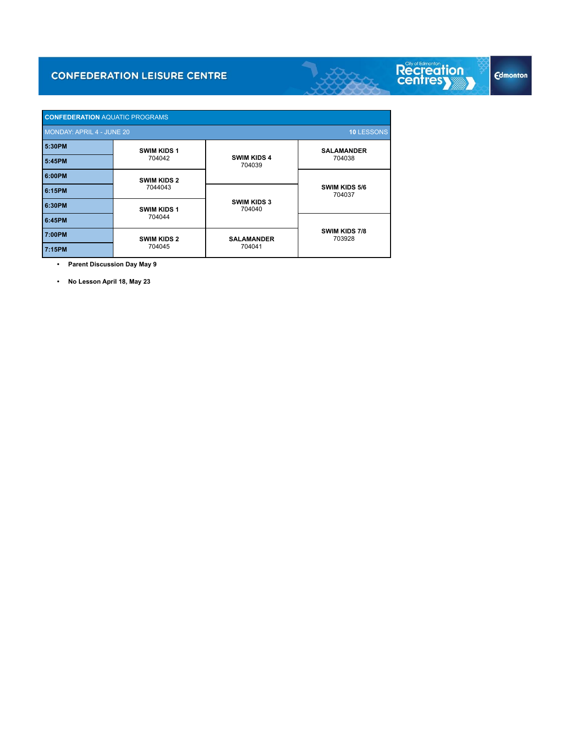# CONFEDERATION LEISURE CENTRE

| CONFEDERATION AQUATIC PROGRAMS | | | |
|---|---|---|---|
| MONDAY: APRIL 4 - JUNE 20 | | | 10 LESSONS |
| 5:30PM | SWIM KIDS 1 704042 | SWIM KIDS 4 704039 | SALAMANDER 704038 |
| 5:45PM | | | |
| 6:00PM | SWIM KIDS 2 7044043 | | SWIM KIDS 5/6 704037 |
| 6:15PM | | SWIM KIDS 3 704040 | |
| 6:30PM | SWIM KIDS 1 704044 | | |
| 6:45PM | | | SWIM KIDS 7/8 703928 |
| 7:00PM | SWIM KIDS 2 704045 | SALAMANDER 704041 | |
| 7:15PM | | | |

- **Parent Discussion Day May 9**
- **No Lesson April 18, May 23**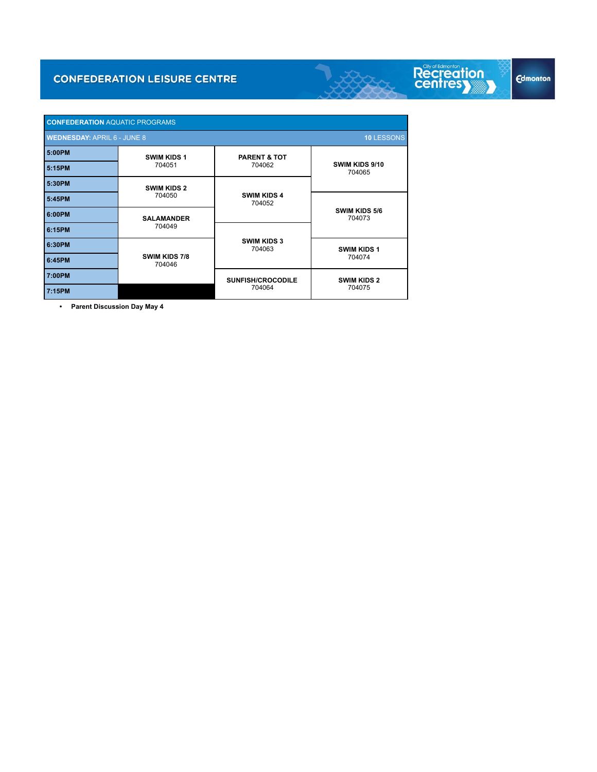# CONFEDERATION LEISURE CENTRE

| CONFEDERATION AQUATIC PROGRAMS | | | |
|---|---|---|---|
| **WEDNESDAY:** APRIL 6 - JUNE 8 | | | **10** LESSONS |
| **5:00PM** | **SWIM KIDS 1** 704051 | **PARENT & TOT** 704062 | **SWIM KIDS 9/10** 704065 |
| **5:15PM** | | | |
| **5:30PM** | **SWIM KIDS 2** 704050 | **SWIM KIDS 4** 704052 | |
| **5:45PM** | | | **SWIM KIDS 5/6** 704073 |
| **6:00PM** | **SALAMANDER** 704049 | | |
| **6:15PM** | | **SWIM KIDS 3** 704063 | |
| **6:30PM** | **SWIM KIDS 7/8** 704046 | | **SWIM KIDS 1** 704074 |
| **6:45PM** | | | |
| **7:00PM** | | **SUNFISH/CROCODILE** 704064 | **SWIM KIDS 2** 704075 |
| **7:15PM** | | | |

- **Parent Discussion Day May 4**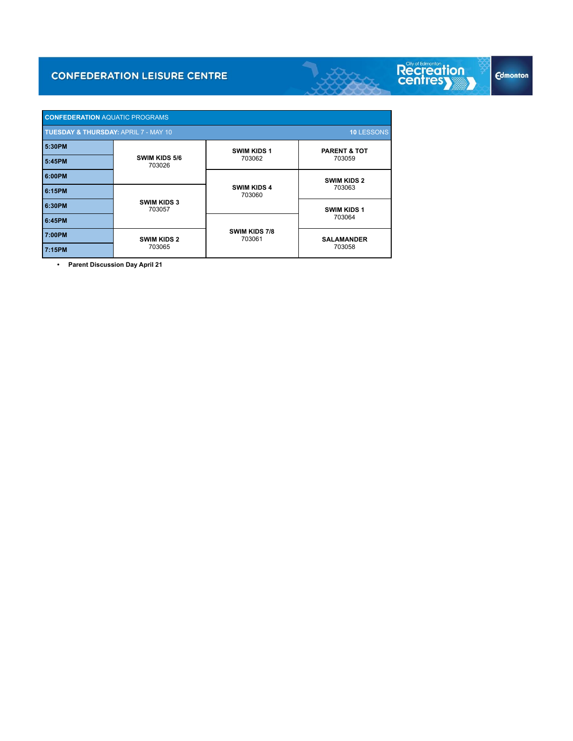# CONFEDERATION LEISURE CENTRE

| CONFEDERATION AQUATIC PROGRAMS | | | |
|---|---|---|---|
| **TUESDAY & THURSDAY:** APRIL 7 - MAY 10 | | | **10** LESSONS |
| **5:30PM** | **SWIM KIDS 5/6** 703026 | **SWIM KIDS 1** 703062 | **PARENT & TOT** 703059 |
| **5:45PM** | | | |
| **6:00PM** | | **SWIM KIDS 4** 703060 | **SWIM KIDS 2** 703063 |
| **6:15PM** | **SWIM KIDS 3** 703057 | | |
| **6:30PM** | | | **SWIM KIDS 1** 703064 |
| **6:45PM** | | **SWIM KIDS 7/8** 703061 | |
| **7:00PM** | **SWIM KIDS 2** 703065 | | **SALAMANDER** 703058 |
| **7:15PM** | | | |

- **Parent Discussion Day April 21**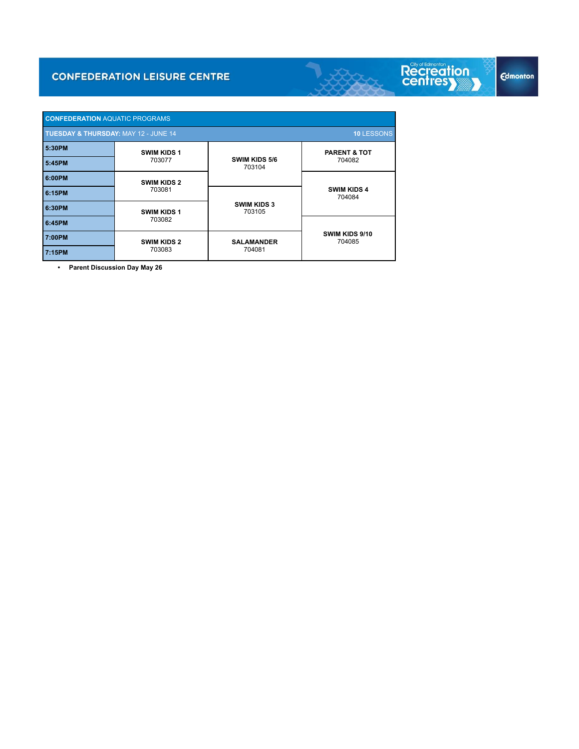# CONFEDERATION LEISURE CENTRE

| **CONFEDERATION** AQUATIC PROGRAMS | | | |
|---|---|---|---|
| **TUESDAY & THURSDAY:** MAY 12 - JUNE 14 | | | **10** LESSONS |
| **5:30PM** | **SWIM KIDS 1** 703077 | **SWIM KIDS 5/6** 703104 | **PARENT & TOT** 704082 |
| **5:45PM** | | | |
| **6:00PM** | **SWIM KIDS 2** 703081 | | **SWIM KIDS 4** 704084 |
| **6:15PM** | | **SWIM KIDS 3** 703105 | |
| **6:30PM** | **SWIM KIDS 1** 703082 | | |
| **6:45PM** | | | **SWIM KIDS 9/10** 704085 |
| **7:00PM** | **SWIM KIDS 2** 703083 | **SALAMANDER** 704081 | |
| **7:15PM** | | | |

- **Parent Discussion Day May 26**